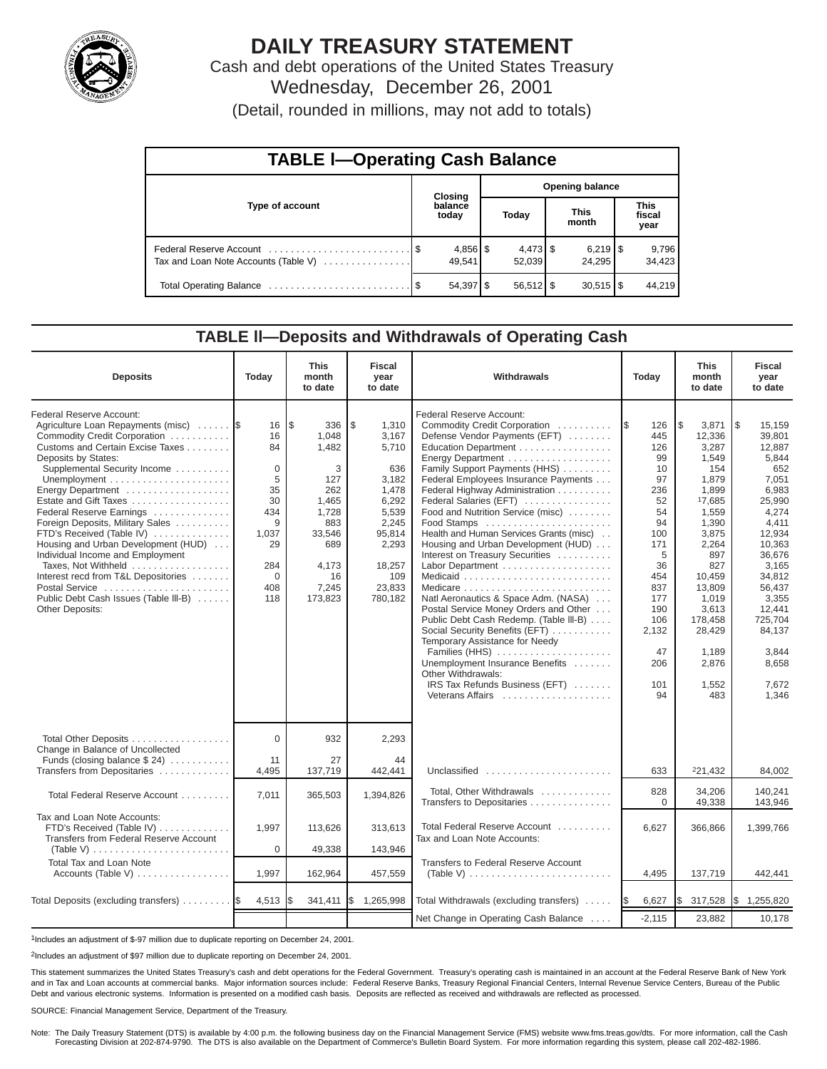# DAILY TREASURY STATEMENT

Cash and debt operations of the United States Treasury

Wednesday, December 26, 2001

(Detail, rounded in millions, may not add to totals)

## TABLE I—Operating Cash Balance

| Type of account | Closing balance today | Opening balance Today | This month | This fiscal year |
|---|---|---|---|---|
| Federal Reserve Account | $ 4,856 | $ 4,473 | $ 6,219 | $ 9,796 |
| Tax and Loan Note Accounts (Table V) | 49,541 | 52,039 | 24,295 | 34,423 |
| Total Operating Balance | $ 54,397 | $ 56,512 | $ 30,515 | $ 44,219 |

## TABLE II—Deposits and Withdrawals of Operating Cash

| Deposits | Today | This month to date | Fiscal year to date |
|---|---|---|---|
| Federal Reserve Account: | | | |
| Agriculture Loan Repayments (misc) | $ 16 | $ 336 | $ 1,310 |
| Commodity Credit Corporation | 16 | 1,048 | 3,167 |
| Customs and Certain Excise Taxes | 84 | 1,482 | 5,710 |
| Deposits by States: | | | |
| Supplemental Security Income | 0 | 3 | 636 |
| Unemployment | 5 | 127 | 3,182 |
| Energy Department | 35 | 262 | 1,478 |
| Estate and Gift Taxes | 30 | 1,465 | 6,292 |
| Federal Reserve Earnings | 434 | 1,728 | 5,539 |
| Foreign Deposits, Military Sales | 9 | 883 | 2,245 |
| FTD's Received (Table IV) | 1,037 | 33,546 | 95,814 |
| Housing and Urban Development (HUD) | 29 | 689 | 2,293 |
| Individual Income and Employment Taxes, Not Withheld | 284 | 4,173 | 18,257 |
| Interest recd from T&L Depositories | 0 | 16 | 109 |
| Postal Service | 408 | 7,245 | 23,833 |
| Public Debt Cash Issues (Table III-B) | 118 | 173,823 | 780,182 |
| Other Deposits: | | | |
| Total Other Deposits | 0 | 932 | 2,293 |
| Change in Balance of Uncollected Funds (closing balance $ 24) | 11 | 27 | 44 |
| Transfers from Depositaries | 4,495 | 137,719 | 442,441 |
| Total Federal Reserve Account | 7,011 | 365,503 | 1,394,826 |
| Tax and Loan Note Accounts: | | | |
| FTD's Received (Table IV) | 1,997 | 113,626 | 313,613 |
| Transfers from Federal Reserve Account (Table V) | 0 | 49,338 | 143,946 |
| Total Tax and Loan Note Accounts (Table V) | 1,997 | 162,964 | 457,559 |
| Total Deposits (excluding transfers) | $ 4,513 | $ 341,411 | $ 1,265,998 |

| Withdrawals | Today | This month to date | Fiscal year to date |
|---|---|---|---|
| Federal Reserve Account: | | | |
| Commodity Credit Corporation | $ 126 | $ 3,871 | $ 15,159 |
| Defense Vendor Payments (EFT) | 445 | 12,336 | 39,801 |
| Education Department | 126 | 3,287 | 12,887 |
| Energy Department | 99 | 1,549 | 5,844 |
| Family Support Payments (HHS) | 10 | 154 | 652 |
| Federal Employees Insurance Payments | 97 | 1,879 | 7,051 |
| Federal Highway Administration | 236 | 1,899 | 6,983 |
| Federal Salaries (EFT) | 52 | [1]7,685 | 25,990 |
| Food and Nutrition Service (misc) | 54 | 1,559 | 4,274 |
| Food Stamps | 94 | 1,390 | 4,411 |
| Health and Human Services Grants (misc) | 100 | 3,875 | 12,934 |
| Housing and Urban Development (HUD) | 171 | 2,264 | 10,363 |
| Interest on Treasury Securities | 5 | 897 | 36,676 |
| Labor Department | 36 | 827 | 3,165 |
| Medicaid | 454 | 10,459 | 34,812 |
| Medicare | 837 | 13,809 | 56,437 |
| Natl Aeronautics & Space Adm. (NASA) | 177 | 1,019 | 3,355 |
| Postal Service Money Orders and Other | 190 | 3,613 | 12,441 |
| Public Debt Cash Redemp. (Table III-B) | 106 | 178,458 | 725,704 |
| Social Security Benefits (EFT) | 2,132 | 28,429 | 84,137 |
| Temporary Assistance for Needy Families (HHS) | 47 | 1,189 | 3,844 |
| Unemployment Insurance Benefits | 206 | 2,876 | 8,658 |
| Other Withdrawals: | | | |
| IRS Tax Refunds Business (EFT) | 101 | 1,552 | 7,672 |
| Veterans Affairs | 94 | 483 | 1,346 |
| Unclassified | 633 | [2]21,432 | 84,002 |
| Total, Other Withdrawals | 828 | 34,206 | 140,241 |
| Transfers to Depositaries | 0 | 49,338 | 143,946 |
| Total Federal Reserve Account | 6,627 | 366,866 | 1,399,766 |
| Tax and Loan Note Accounts: | | | |
| Transfers to Federal Reserve Account (Table V) | 4,495 | 137,719 | 442,441 |
| Total Withdrawals (excluding transfers) | $ 6,627 | $ 317,528 | $ 1,255,820 |
| Net Change in Operating Cash Balance | -2,115 | 23,882 | 10,178 |

[1]Includes an adjustment of $-97 million due to duplicate reporting on December 24, 2001.

[2]Includes an adjustment of $97 million due to duplicate reporting on December 24, 2001.

This statement summarizes the United States Treasury's cash and debt operations for the Federal Government. Treasury's operating cash is maintained in an account at the Federal Reserve Bank of New York and in Tax and Loan accounts at commercial banks. Major information sources include: Federal Reserve Banks, Treasury Regional Financial Centers, Internal Revenue Service Centers, Bureau of the Public Debt and various electronic systems. Information is presented on a modified cash basis. Deposits are reflected as received and withdrawals are reflected as processed.

SOURCE: Financial Management Service, Department of the Treasury.

Note: The Daily Treasury Statement (DTS) is available by 4:00 p.m. the following business day on the Financial Management Service (FMS) website www.fms.treas.gov/dts. For more information, call the Cash Forecasting Division at 202-874-9790. The DTS is also available on the Department of Commerce's Bulletin Board System. For more information regarding this system, please call 202-482-1986.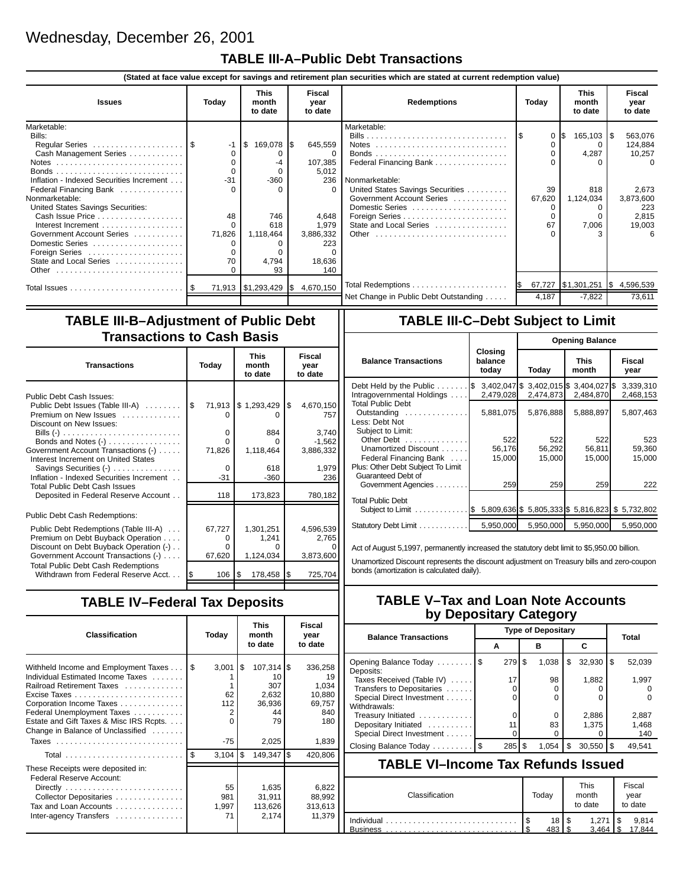Wednesday, December 26, 2001

# TABLE III-A–Public Debt Transactions

(Stated at face value except for savings and retirement plan securities which are stated at current redemption value)

| Issues | Today | This month to date | Fiscal year to date |
|---|---|---|---|
| Marketable: | | | |
| Bills: | | | |
| Regular Series | $ -1 | $ 169,078 | $ 645,559 |
| Cash Management Series | 0 | 0 | 0 |
| Notes | 0 | -4 | 107,385 |
| Bonds | 0 | 0 | 5,012 |
| Inflation - Indexed Securities Increment | -31 | -360 | 236 |
| Federal Financing Bank | 0 | 0 | 0 |
| Nonmarketable: | | | |
| United States Savings Securities: | | | |
| Cash Issue Price | 48 | 746 | 4,648 |
| Interest Increment | 0 | 618 | 1,979 |
| Government Account Series | 71,826 | 1,118,464 | 3,886,332 |
| Domestic Series | 0 | 0 | 223 |
| Foreign Series | 0 | 0 | 0 |
| State and Local Series | 70 | 4,794 | 18,636 |
| Other | 0 | 93 | 140 |
| Total Issues | $ 71,913 | $1,293,429 | $ 4,670,150 |

| Redemptions | Today | This month to date | Fiscal year to date |
|---|---|---|---|
| Marketable: | | | |
| Bills | $ 0 | $ 165,103 | $ 563,076 |
| Notes | 0 | 0 | 124,884 |
| Bonds | 0 | 4,287 | 10,257 |
| Federal Financing Bank | 0 | 0 | 0 |
| Nonmarketable: | | | |
| United States Savings Securities | 39 | 818 | 2,673 |
| Government Account Series | 67,620 | 1,124,034 | 3,873,600 |
| Domestic Series | 0 | 0 | 223 |
| Foreign Series | 0 | 0 | 2,815 |
| State and Local Series | 67 | 7,006 | 19,003 |
| Other | 0 | 3 | 6 |
| Total Redemptions | $ 67,727 | $1,301,251 | $ 4,596,539 |
| Net Change in Public Debt Outstanding | 4,187 | -7,822 | 73,611 |

# TABLE III-B–Adjustment of Public Debt Transactions to Cash Basis

| Transactions | Today | This month to date | Fiscal year to date |
|---|---|---|---|
| Public Debt Cash Issues: | | | |
| Public Debt Issues (Table III-A) | $ 71,913 | $ 1,293,429 | $ 4,670,150 |
| Premium on New Issues | 0 | 0 | 757 |
| Discount on New Issues: | | | |
| Bills (-) | 0 | 884 | 3,740 |
| Bonds and Notes (-) | 0 | 0 | -1,562 |
| Government Account Transactions (-) | 71,826 | 1,118,464 | 3,886,332 |
| Interest Increment on United States Savings Securities (-) | 0 | 618 | 1,979 |
| Inflation - Indexed Securities Increment | -31 | -360 | 236 |
| Total Public Debt Cash Issues Deposited in Federal Reserve Account | 118 | 173,823 | 780,182 |
| Public Debt Cash Redemptions: | | | |
| Public Debt Redemptions (Table III-A) | 67,727 | 1,301,251 | 4,596,539 |
| Premium on Debt Buyback Operation | 0 | 1,241 | 2,765 |
| Discount on Debt Buyback Operation (-) | 0 | 0 | 0 |
| Government Account Transactions (-) | 67,620 | 1,124,034 | 3,873,600 |
| Total Public Debt Cash Redemptions Withdrawn from Federal Reserve Acct. | $ 106 | $ 178,458 | $ 725,704 |

# TABLE III-C–Debt Subject to Limit

| Balance Transactions | Closing balance today | Opening Balance | | |
|---|---|---|---|---|
| | | Today | This month | Fiscal year |
| Debt Held by the Public | $ 3,402,047 | $ 3,402,015 | $ 3,404,027 | $ 3,339,310 |
| Intragovernmental Holdings | 2,479,028 | 2,474,873 | 2,484,870 | 2,468,153 |
| Total Public Debt Outstanding | 5,881,075 | 5,876,888 | 5,888,897 | 5,807,463 |
| Less: Debt Not Subject to Limit: | | | | |
| Other Debt | 522 | 522 | 522 | 523 |
| Unamortized Discount | 56,176 | 56,292 | 56,811 | 59,360 |
| Federal Financing Bank | 15,000 | 15,000 | 15,000 | 15,000 |
| Plus: Other Debt Subject To Limit Guaranteed Debt of Government Agencies | 259 | 259 | 259 | 222 |
| Total Public Debt Subject to Limit | $ 5,809,636 | $ 5,805,333 | $ 5,816,823 | $ 5,732,802 |
| Statutory Debt Limit | 5,950,000 | 5,950,000 | 5,950,000 | 5,950,000 |

Act of August 5,1997, permanently increased the statutory debt limit to $5,950.00 billion.

Unamortized Discount represents the discount adjustment on Treasury bills and zero-coupon bonds (amortization is calculated daily).

# TABLE IV–Federal Tax Deposits

| Classification | Today | This month to date | Fiscal year to date |
|---|---|---|---|
| Withheld Income and Employment Taxes | $ 3,001 | $ 107,314 | $ 336,258 |
| Individual Estimated Income Taxes | 1 | 10 | 19 |
| Railroad Retirement Taxes | 1 | 307 | 1,034 |
| Excise Taxes | 62 | 2,632 | 10,880 |
| Corporation Income Taxes | 112 | 36,936 | 69,757 |
| Federal Unemployment Taxes | 2 | 44 | 840 |
| Estate and Gift Taxes & Misc IRS Rcpts. | 0 | 79 | 180 |
| Change in Balance of Unclassified Taxes | -75 | 2,025 | 1,839 |
| Total | $ 3,104 | $ 149,347 | $ 420,806 |
| These Receipts were deposited in: | | | |
| Federal Reserve Account: | | | |
| Directly | 55 | 1,635 | 6,822 |
| Collector Depositaries | 981 | 31,911 | 88,992 |
| Tax and Loan Accounts | 1,997 | 113,626 | 313,613 |
| Inter-agency Transfers | 71 | 2,174 | 11,379 |

# TABLE V–Tax and Loan Note Accounts by Depositary Category

| Balance Transactions | Type of Depositary | | | Total |
|---|---|---|---|---|
| | A | B | C | |
| Opening Balance Today | $ 279 | $ 1,038 | $ 32,930 | $ 52,039 |
| Deposits: | | | | |
| Taxes Received (Table IV) | 17 | 98 | 1,882 | 1,997 |
| Transfers to Depositaries | 0 | 0 | 0 | 0 |
| Special Direct Investment | 0 | 0 | 0 | 0 |
| Withdrawals: | | | | |
| Treasury Initiated | 0 | 0 | 2,886 | 2,887 |
| Depositary Initiated | 11 | 83 | 1,375 | 1,468 |
| Special Direct Investment | 0 | 0 | 0 | 140 |
| Closing Balance Today | $ 285 | $ 1,054 | $ 30,550 | $ 49,541 |

# TABLE VI–Income Tax Refunds Issued

| Classification | Today | This month to date | Fiscal year to date |
|---|---|---|---|
| Individual | $ 18 | $ 1,271 | $ 9,814 |
| Business | $ 483 | $ 3,464 | $ 17,844 |